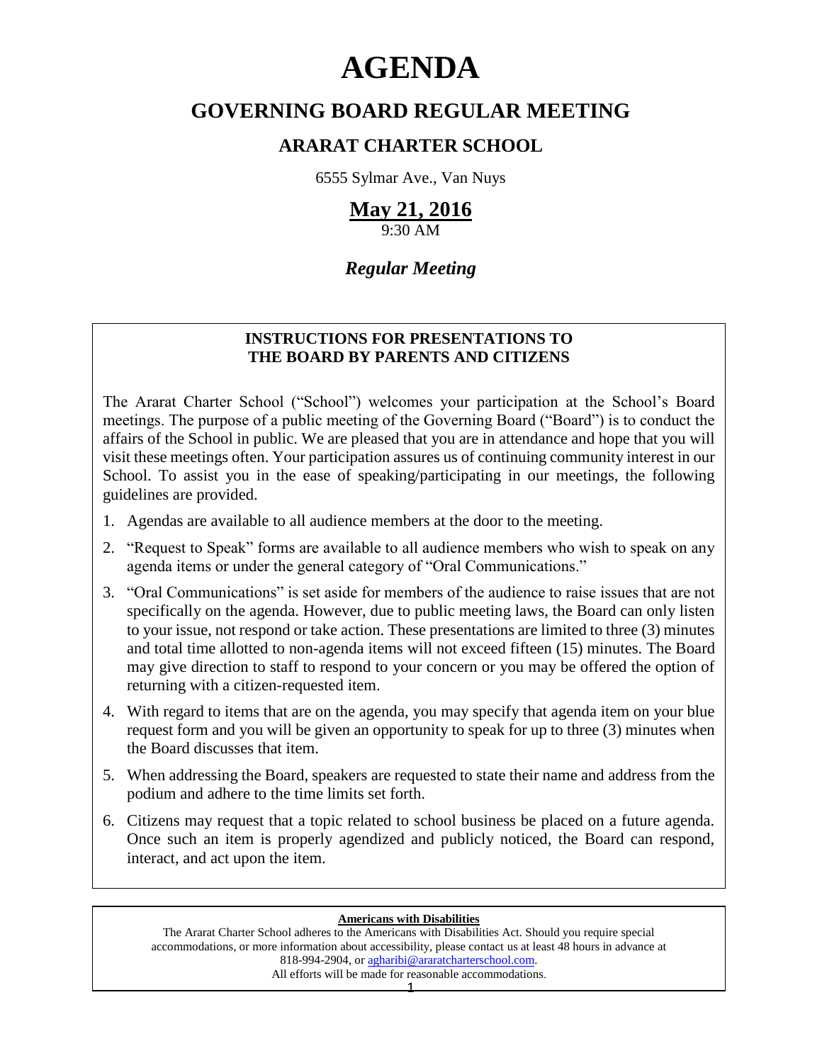# AGENDA

## GOVERNING BOARD REGULAR MEETING

### ARARAT CHARTER SCHOOL

6555 Sylmar Ave., Van Nuys

**May 21, 2016**

9:30 AM

***Regular Meeting***

**INSTRUCTIONS FOR PRESENTATIONS TO THE BOARD BY PARENTS AND CITIZENS**

The Ararat Charter School ("School") welcomes your participation at the School's Board meetings. The purpose of a public meeting of the Governing Board ("Board") is to conduct the affairs of the School in public. We are pleased that you are in attendance and hope that you will visit these meetings often. Your participation assures us of continuing community interest in our School. To assist you in the ease of speaking/participating in our meetings, the following guidelines are provided.

1. Agendas are available to all audience members at the door to the meeting.
2. "Request to Speak" forms are available to all audience members who wish to speak on any agenda items or under the general category of "Oral Communications."
3. "Oral Communications" is set aside for members of the audience to raise issues that are not specifically on the agenda. However, due to public meeting laws, the Board can only listen to your issue, not respond or take action. These presentations are limited to three (3) minutes and total time allotted to non-agenda items will not exceed fifteen (15) minutes. The Board may give direction to staff to respond to your concern or you may be offered the option of returning with a citizen-requested item.
4. With regard to items that are on the agenda, you may specify that agenda item on your blue request form and you will be given an opportunity to speak for up to three (3) minutes when the Board discusses that item.
5. When addressing the Board, speakers are requested to state their name and address from the podium and adhere to the time limits set forth.
6. Citizens may request that a topic related to school business be placed on a future agenda. Once such an item is properly agendized and publicly noticed, the Board can respond, interact, and act upon the item.

**Americans with Disabilities**

The Ararat Charter School adheres to the Americans with Disabilities Act. Should you require special accommodations, or more information about accessibility, please contact us at least 48 hours in advance at 818-994-2904, or agharibi@araratcharterschool.com. All efforts will be made for reasonable accommodations.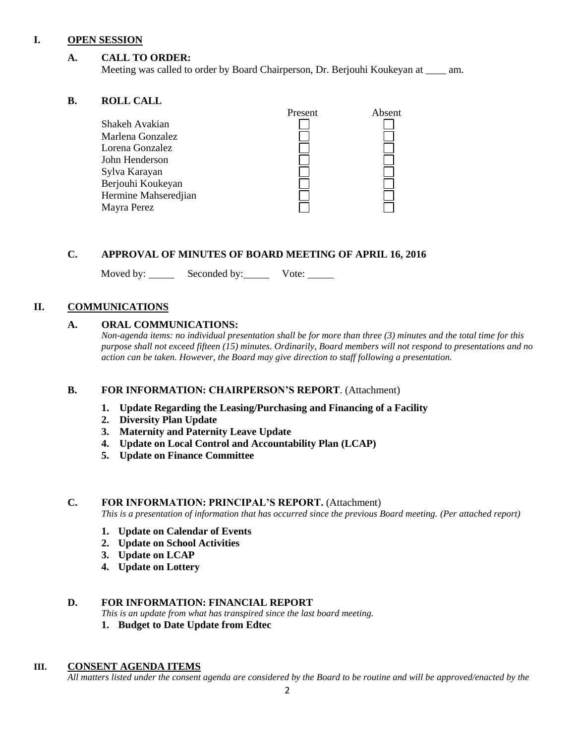# I. OPEN SESSION

## A. CALL TO ORDER:

Meeting was called to order by Board Chairperson, Dr. Berjouhi Koukeyan at ____ am.

## B. ROLL CALL

| | Present | Absent |
|---|---|---|
| Shakeh Avakian | ☐ | ☐ |
| Marlena Gonzalez | ☐ | ☐ |
| Lorena Gonzalez | ☐ | ☐ |
| John Henderson | ☐ | ☐ |
| Sylva Karayan | ☐ | ☐ |
| Berjouhi Koukeyan | ☐ | ☐ |
| Hermine Mahseredjian | ☐ | ☐ |
| Mayra Perez | ☐ | ☐ |

## C. APPROVAL OF MINUTES OF BOARD MEETING OF APRIL 16, 2016

Moved by: _____ Seconded by: _____ Vote: _____

# II. COMMUNICATIONS

## A. ORAL COMMUNICATIONS:

*Non-agenda items: no individual presentation shall be for more than three (3) minutes and the total time for this purpose shall not exceed fifteen (15) minutes. Ordinarily, Board members will not respond to presentations and no action can be taken. However, the Board may give direction to staff following a presentation.*

## B. FOR INFORMATION: CHAIRPERSON'S REPORT. (Attachment)

1. **Update Regarding the Leasing/Purchasing and Financing of a Facility**
2. **Diversity Plan Update**
3. **Maternity and Paternity Leave Update**
4. **Update on Local Control and Accountability Plan (LCAP)**
5. **Update on Finance Committee**

## C. FOR INFORMATION: PRINCIPAL'S REPORT. (Attachment)

*This is a presentation of information that has occurred since the previous Board meeting. (Per attached report)*

1. **Update on Calendar of Events**
2. **Update on School Activities**
3. **Update on LCAP**
4. **Update on Lottery**

## D. FOR INFORMATION: FINANCIAL REPORT

*This is an update from what has transpired since the last board meeting.*

1. **Budget to Date Update from Edtec**

# III. CONSENT AGENDA ITEMS

*All matters listed under the consent agenda are considered by the Board to be routine and will be approved/enacted by the*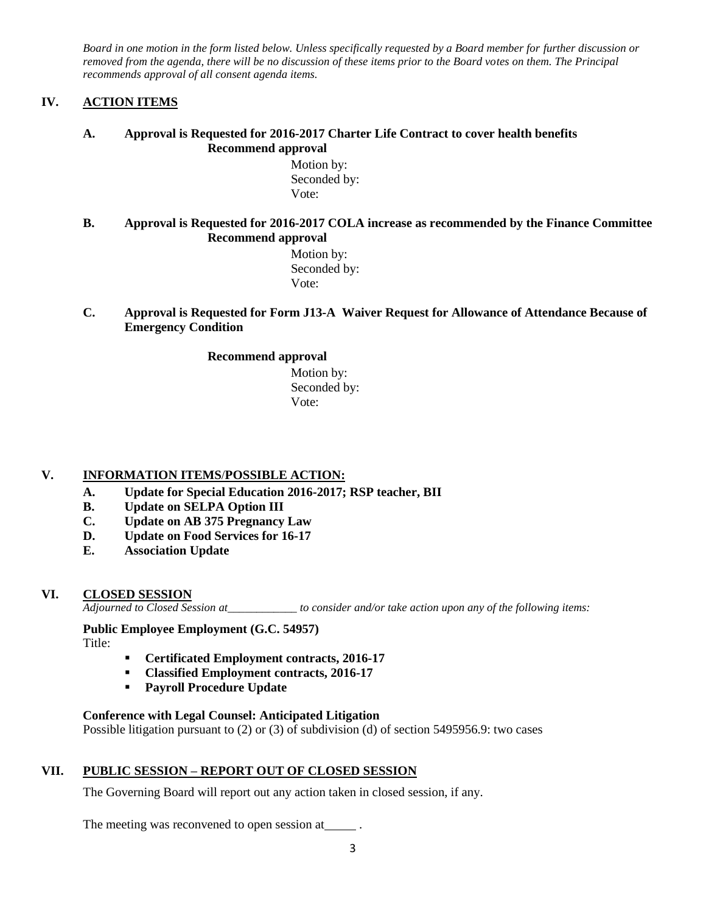*Board in one motion in the form listed below. Unless specifically requested by a Board member for further discussion or removed from the agenda, there will be no discussion of these items prior to the Board votes on them. The Principal recommends approval of all consent agenda items.*

## IV. ACTION ITEMS

**A. Approval is Requested for 2016-2017 Charter Life Contract to cover health benefits**
**Recommend approval**

Motion by:
Seconded by:
Vote:

**B. Approval is Requested for 2016-2017 COLA increase as recommended by the Finance Committee**
**Recommend approval**

Motion by:
Seconded by:
Vote:

**C. Approval is Requested for Form J13-A Waiver Request for Allowance of Attendance Because of Emergency Condition**

**Recommend approval**

Motion by:
Seconded by:
Vote:

## V. INFORMATION ITEMS/POSSIBLE ACTION:

**A. Update for Special Education 2016-2017; RSP teacher, BII**
**B. Update on SELPA Option III**
**C. Update on AB 375 Pregnancy Law**
**D. Update on Food Services for 16-17**
**E. Association Update**

## VI. CLOSED SESSION

*Adjourned to Closed Session at____________ to consider and/or take action upon any of the following items:*

**Public Employee Employment (G.C. 54957)**
Title:

- **Certificated Employment contracts, 2016-17**
- **Classified Employment contracts, 2016-17**
- **Payroll Procedure Update**

**Conference with Legal Counsel: Anticipated Litigation**
Possible litigation pursuant to (2) or (3) of subdivision (d) of section 5495956.9: two cases

## VII. PUBLIC SESSION – REPORT OUT OF CLOSED SESSION

The Governing Board will report out any action taken in closed session, if any.

The meeting was reconvened to open session at_____ .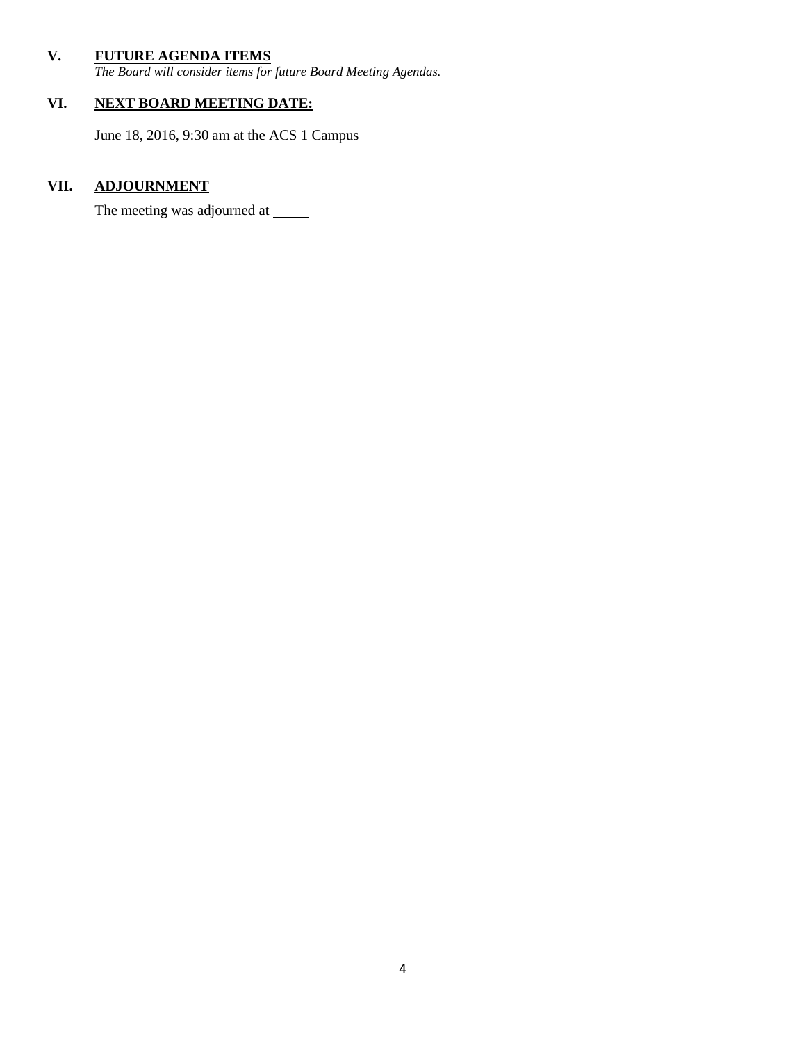## V. **<u>FUTURE AGENDA ITEMS</u>**

*The Board will consider items for future Board Meeting Agendas.*

## VI. **<u>NEXT BOARD MEETING DATE:</u>**

June 18, 2016, 9:30 am at the ACS 1 Campus

## VII. **<u>ADJOURNMENT</u>**

The meeting was adjourned at _____